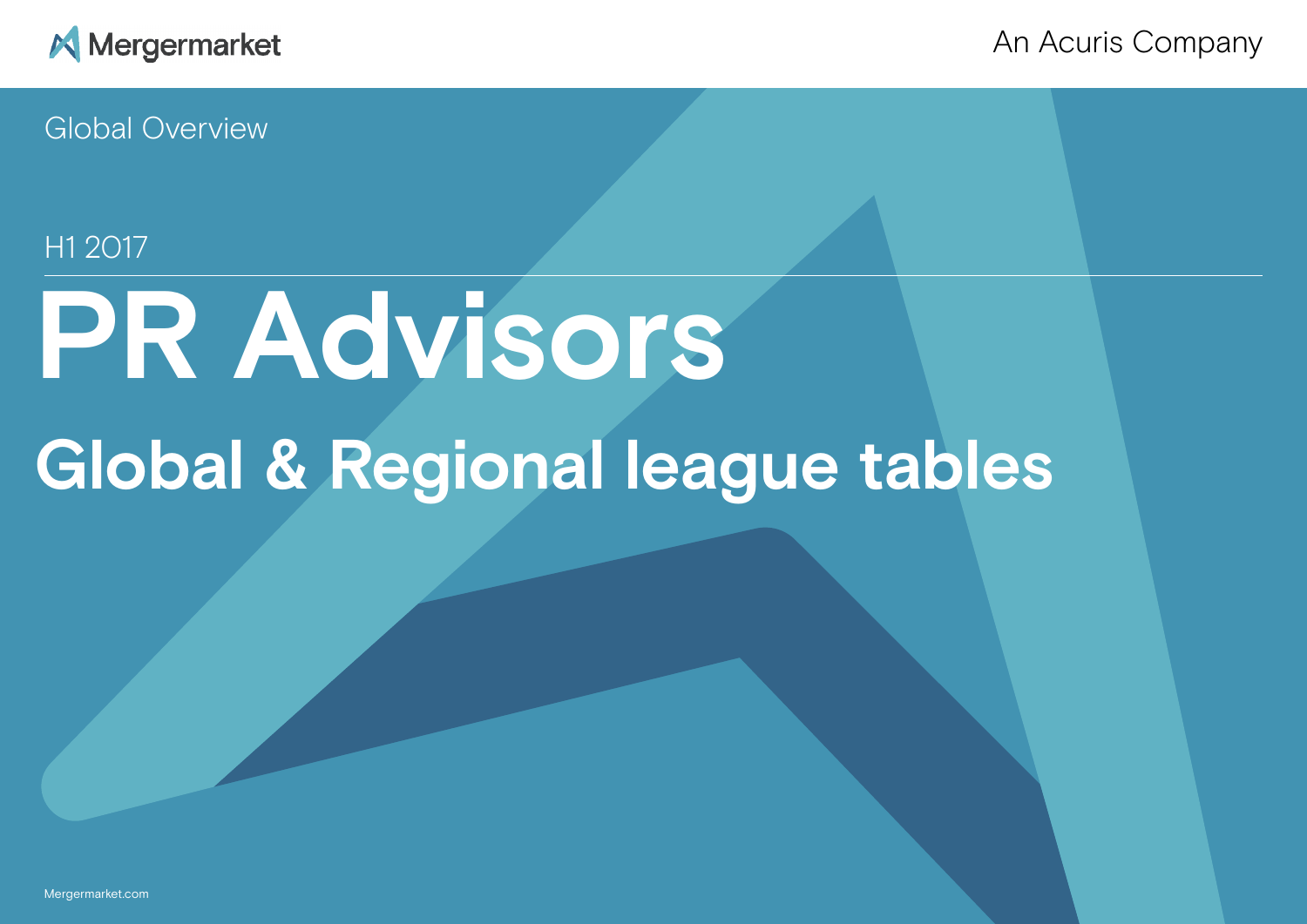Mergermarket

An Acuris Company

Global Overview

H1 2017

# PR Advisors

## Global & Regional league tables

Mergermarket.com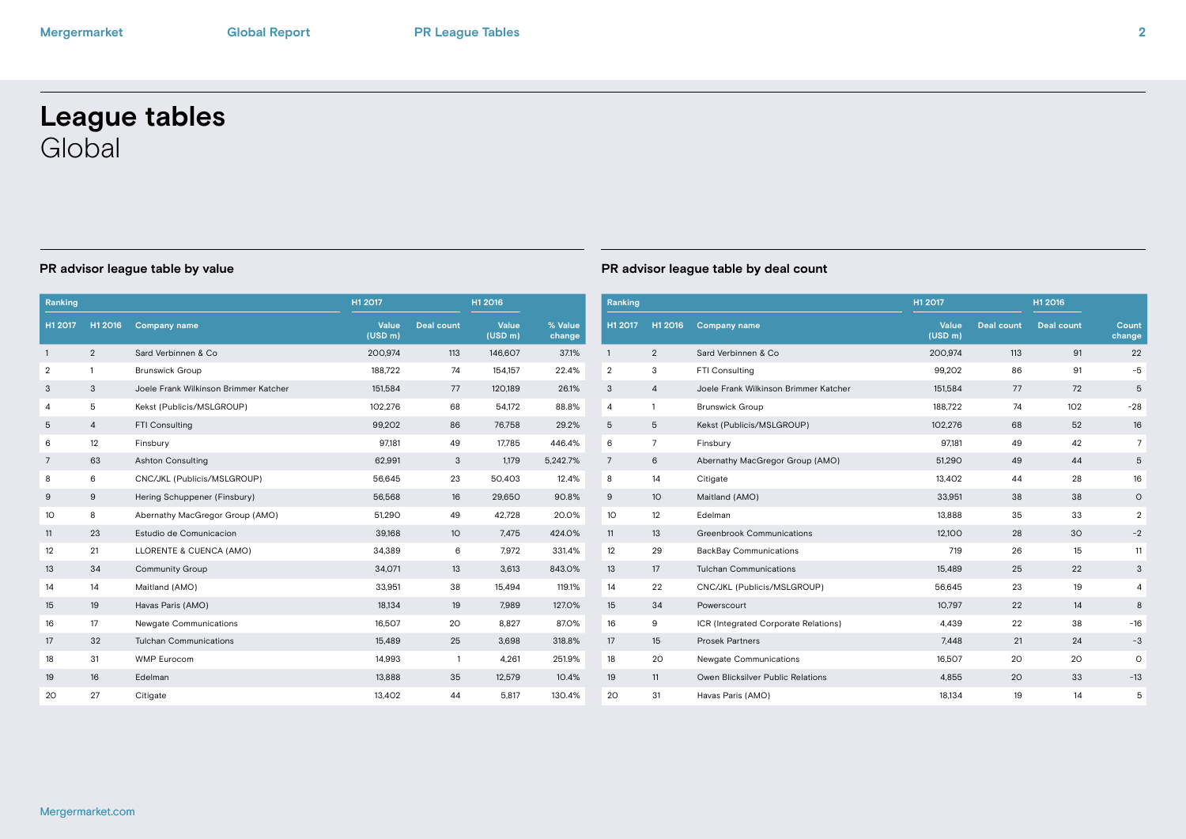# League tables

Global

## PR advisor league table by value

| Ranking | | | H1 2017 | | H1 2016 | |
|---|---|---|---|---|---|---|
| H1 2017 | H1 2016 | Company name | Value (USD m) | Deal count | Value (USD m) | % Value change |
| 1 | 2 | Sard Verbinnen & Co | 200,974 | 113 | 146,607 | 37.1% |
| 2 | 1 | Brunswick Group | 188,722 | 74 | 154,157 | 22.4% |
| 3 | 3 | Joele Frank Wilkinson Brimmer Katcher | 151,584 | 77 | 120,189 | 26.1% |
| 4 | 5 | Kekst (Publicis/MSLGROUP) | 102,276 | 68 | 54,172 | 88.8% |
| 5 | 4 | FTI Consulting | 99,202 | 86 | 76,758 | 29.2% |
| 6 | 12 | Finsbury | 97,181 | 49 | 17,785 | 446.4% |
| 7 | 63 | Ashton Consulting | 62,991 | 3 | 1,179 | 5,242.7% |
| 8 | 6 | CNC/JKL (Publicis/MSLGROUP) | 56,645 | 23 | 50,403 | 12.4% |
| 9 | 9 | Hering Schuppener (Finsbury) | 56,568 | 16 | 29,650 | 90.8% |
| 10 | 8 | Abernathy MacGregor Group (AMO) | 51,290 | 49 | 42,728 | 20.0% |
| 11 | 23 | Estudio de Comunicacion | 39,168 | 10 | 7,475 | 424.0% |
| 12 | 21 | LLORENTE & CUENCA (AMO) | 34,389 | 6 | 7,972 | 331.4% |
| 13 | 34 | Community Group | 34,071 | 13 | 3,613 | 843.0% |
| 14 | 14 | Maitland (AMO) | 33,951 | 38 | 15,494 | 119.1% |
| 15 | 19 | Havas Paris (AMO) | 18,134 | 19 | 7,989 | 127.0% |
| 16 | 17 | Newgate Communications | 16,507 | 20 | 8,827 | 87.0% |
| 17 | 32 | Tulchan Communications | 15,489 | 25 | 3,698 | 318.8% |
| 18 | 31 | WMP Eurocom | 14,993 | 1 | 4,261 | 251.9% |
| 19 | 16 | Edelman | 13,888 | 35 | 12,579 | 10.4% |
| 20 | 27 | Citigate | 13,402 | 44 | 5,817 | 130.4% |

## PR advisor league table by deal count

| Ranking | | | H1 2017 | | H1 2016 | |
|---|---|---|---|---|---|---|
| H1 2017 | H1 2016 | Company name | Value (USD m) | Deal count | Deal count | Count change |
| 1 | 2 | Sard Verbinnen & Co | 200,974 | 113 | 91 | 22 |
| 2 | 3 | FTI Consulting | 99,202 | 86 | 91 | -5 |
| 3 | 4 | Joele Frank Wilkinson Brimmer Katcher | 151,584 | 77 | 72 | 5 |
| 4 | 1 | Brunswick Group | 188,722 | 74 | 102 | -28 |
| 5 | 5 | Kekst (Publicis/MSLGROUP) | 102,276 | 68 | 52 | 16 |
| 6 | 7 | Finsbury | 97,181 | 49 | 42 | 7 |
| 7 | 6 | Abernathy MacGregor Group (AMO) | 51,290 | 49 | 44 | 5 |
| 8 | 14 | Citigate | 13,402 | 44 | 28 | 16 |
| 9 | 10 | Maitland (AMO) | 33,951 | 38 | 38 | 0 |
| 10 | 12 | Edelman | 13,888 | 35 | 33 | 2 |
| 11 | 13 | Greenbrook Communications | 12,100 | 28 | 30 | -2 |
| 12 | 29 | BackBay Communications | 719 | 26 | 15 | 11 |
| 13 | 17 | Tulchan Communications | 15,489 | 25 | 22 | 3 |
| 14 | 22 | CNC/JKL (Publicis/MSLGROUP) | 56,645 | 23 | 19 | 4 |
| 15 | 34 | Powerscourt | 10,797 | 22 | 14 | 8 |
| 16 | 9 | ICR (Integrated Corporate Relations) | 4,439 | 22 | 38 | -16 |
| 17 | 15 | Prosek Partners | 7,448 | 21 | 24 | -3 |
| 18 | 20 | Newgate Communications | 16,507 | 20 | 20 | 0 |
| 19 | 11 | Owen Blicksilver Public Relations | 4,855 | 20 | 33 | -13 |
| 20 | 31 | Havas Paris (AMO) | 18,134 | 19 | 14 | 5 |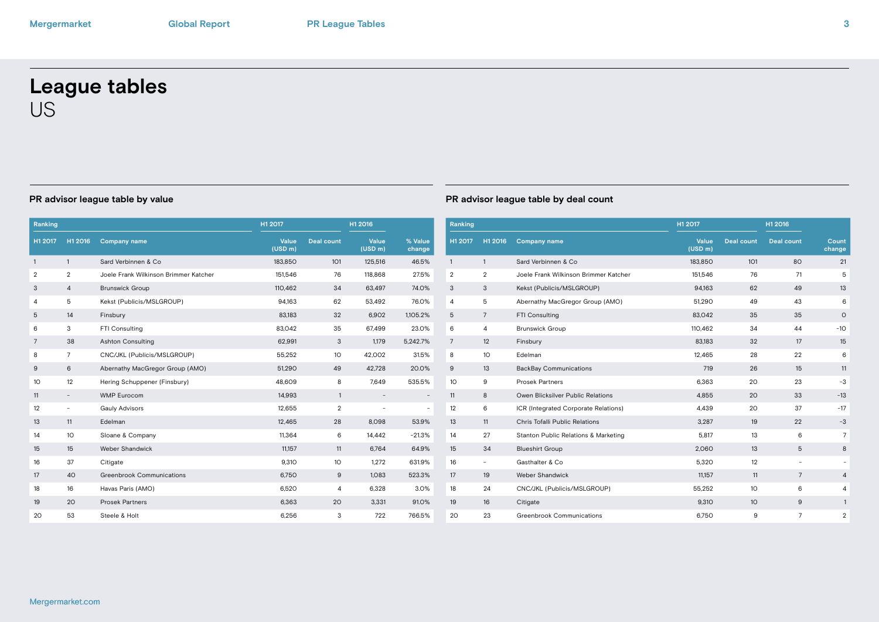# League tables

US

## PR advisor league table by value

| Ranking | | | H1 2017 | | H1 2016 | |
|---|---|---|---|---|---|---|
| H1 2017 | H1 2016 | Company name | Value (USD m) | Deal count | Value (USD m) | % Value change |
| 1 | 1 | Sard Verbinnen & Co | 183,850 | 101 | 125,516 | 46.5% |
| 2 | 2 | Joele Frank Wilkinson Brimmer Katcher | 151,546 | 76 | 118,868 | 27.5% |
| 3 | 4 | Brunswick Group | 110,462 | 34 | 63,497 | 74.0% |
| 4 | 5 | Kekst (Publicis/MSLGROUP) | 94,163 | 62 | 53,492 | 76.0% |
| 5 | 14 | Finsbury | 83,183 | 32 | 6,902 | 1,105.2% |
| 6 | 3 | FTI Consulting | 83,042 | 35 | 67,499 | 23.0% |
| 7 | 38 | Ashton Consulting | 62,991 | 3 | 1,179 | 5,242.7% |
| 8 | 7 | CNC/JKL (Publicis/MSLGROUP) | 55,252 | 10 | 42,002 | 31.5% |
| 9 | 6 | Abernathy MacGregor Group (AMO) | 51,290 | 49 | 42,728 | 20.0% |
| 10 | 12 | Hering Schuppener (Finsbury) | 48,609 | 8 | 7,649 | 535.5% |
| 11 | - | WMP Eurocom | 14,993 | 1 | - | - |
| 12 | - | Gauly Advisors | 12,655 | 2 | - | - |
| 13 | 11 | Edelman | 12,465 | 28 | 8,098 | 53.9% |
| 14 | 10 | Sloane & Company | 11,364 | 6 | 14,442 | -21.3% |
| 15 | 15 | Weber Shandwick | 11,157 | 11 | 6,764 | 64.9% |
| 16 | 37 | Citigate | 9,310 | 10 | 1,272 | 631.9% |
| 17 | 40 | Greenbrook Communications | 6,750 | 9 | 1,083 | 523.3% |
| 18 | 16 | Havas Paris (AMO) | 6,520 | 4 | 6,328 | 3.0% |
| 19 | 20 | Prosek Partners | 6,363 | 20 | 3,331 | 91.0% |
| 20 | 53 | Steele & Holt | 6,256 | 3 | 722 | 766.5% |

## PR advisor league table by deal count

| Ranking | | | H1 2017 | | H1 2016 | |
|---|---|---|---|---|---|---|
| H1 2017 | H1 2016 | Company name | Value (USD m) | Deal count | Deal count | Count change |
| 1 | 1 | Sard Verbinnen & Co | 183,850 | 101 | 80 | 21 |
| 2 | 2 | Joele Frank Wilkinson Brimmer Katcher | 151,546 | 76 | 71 | 5 |
| 3 | 3 | Kekst (Publicis/MSLGROUP) | 94,163 | 62 | 49 | 13 |
| 4 | 5 | Abernathy MacGregor Group (AMO) | 51,290 | 49 | 43 | 6 |
| 5 | 7 | FTI Consulting | 83,042 | 35 | 35 | 0 |
| 6 | 4 | Brunswick Group | 110,462 | 34 | 44 | -10 |
| 7 | 12 | Finsbury | 83,183 | 32 | 17 | 15 |
| 8 | 10 | Edelman | 12,465 | 28 | 22 | 6 |
| 9 | 13 | BackBay Communications | 719 | 26 | 15 | 11 |
| 10 | 9 | Prosek Partners | 6,363 | 20 | 23 | -3 |
| 11 | 8 | Owen Blicksilver Public Relations | 4,855 | 20 | 33 | -13 |
| 12 | 6 | ICR (Integrated Corporate Relations) | 4,439 | 20 | 37 | -17 |
| 13 | 11 | Chris Tofalli Public Relations | 3,287 | 19 | 22 | -3 |
| 14 | 27 | Stanton Public Relations & Marketing | 5,817 | 13 | 6 | 7 |
| 15 | 34 | Blueshirt Group | 2,060 | 13 | 5 | 8 |
| 16 | - | Gasthalter & Co | 5,320 | 12 | - | - |
| 17 | 19 | Weber Shandwick | 11,157 | 11 | 7 | 4 |
| 18 | 24 | CNC/JKL (Publicis/MSLGROUP) | 55,252 | 10 | 6 | 4 |
| 19 | 16 | Citigate | 9,310 | 10 | 9 | 1 |
| 20 | 23 | Greenbrook Communications | 6,750 | 9 | 7 | 2 |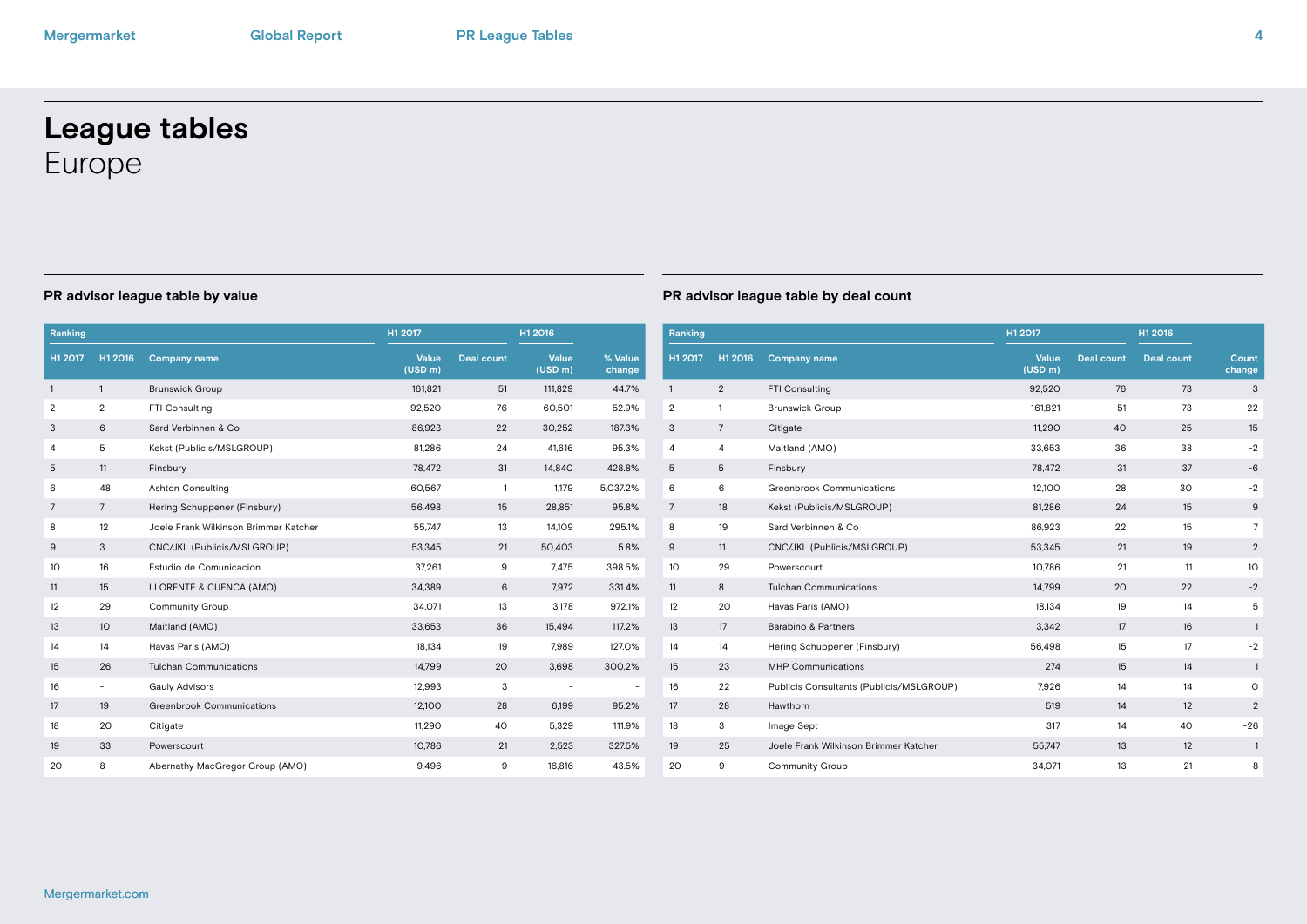# League tables
## Europe

### PR advisor league table by value

| Ranking | | | H1 2017 | | H1 2016 | |
|---|---|---|---|---|---|---|
| H1 2017 | H1 2016 | Company name | Value (USD m) | Deal count | Value (USD m) | % Value change |
| 1 | 1 | Brunswick Group | 161,821 | 51 | 111,829 | 44.7% |
| 2 | 2 | FTI Consulting | 92,520 | 76 | 60,501 | 52.9% |
| 3 | 6 | Sard Verbinnen & Co | 86,923 | 22 | 30,252 | 187.3% |
| 4 | 5 | Kekst (Publicis/MSLGROUP) | 81,286 | 24 | 41,616 | 95.3% |
| 5 | 11 | Finsbury | 78,472 | 31 | 14,840 | 428.8% |
| 6 | 48 | Ashton Consulting | 60,567 | 1 | 1,179 | 5,037.2% |
| 7 | 7 | Hering Schuppener (Finsbury) | 56,498 | 15 | 28,851 | 95.8% |
| 8 | 12 | Joele Frank Wilkinson Brimmer Katcher | 55,747 | 13 | 14,109 | 295.1% |
| 9 | 3 | CNC/JKL (Publicis/MSLGROUP) | 53,345 | 21 | 50,403 | 5.8% |
| 10 | 16 | Estudio de Comunicacion | 37,261 | 9 | 7,475 | 398.5% |
| 11 | 15 | LLORENTE & CUENCA (AMO) | 34,389 | 6 | 7,972 | 331.4% |
| 12 | 29 | Community Group | 34,071 | 13 | 3,178 | 972.1% |
| 13 | 10 | Maitland (AMO) | 33,653 | 36 | 15,494 | 117.2% |
| 14 | 14 | Havas Paris (AMO) | 18,134 | 19 | 7,989 | 127.0% |
| 15 | 26 | Tulchan Communications | 14,799 | 20 | 3,698 | 300.2% |
| 16 | - | Gauly Advisors | 12,993 | 3 | - | - |
| 17 | 19 | Greenbrook Communications | 12,100 | 28 | 6,199 | 95.2% |
| 18 | 20 | Citigate | 11,290 | 40 | 5,329 | 111.9% |
| 19 | 33 | Powerscourt | 10,786 | 21 | 2,523 | 327.5% |
| 20 | 8 | Abernathy MacGregor Group (AMO) | 9,496 | 9 | 16,816 | -43.5% |

### PR advisor league table by deal count

| Ranking | | | H1 2017 | | H1 2016 | |
|---|---|---|---|---|---|---|
| H1 2017 | H1 2016 | Company name | Value (USD m) | Deal count | Deal count | Count change |
| 1 | 2 | FTI Consulting | 92,520 | 76 | 73 | 3 |
| 2 | 1 | Brunswick Group | 161,821 | 51 | 73 | -22 |
| 3 | 7 | Citigate | 11,290 | 40 | 25 | 15 |
| 4 | 4 | Maitland (AMO) | 33,653 | 36 | 38 | -2 |
| 5 | 5 | Finsbury | 78,472 | 31 | 37 | -6 |
| 6 | 6 | Greenbrook Communications | 12,100 | 28 | 30 | -2 |
| 7 | 18 | Kekst (Publicis/MSLGROUP) | 81,286 | 24 | 15 | 9 |
| 8 | 19 | Sard Verbinnen & Co | 86,923 | 22 | 15 | 7 |
| 9 | 11 | CNC/JKL (Publicis/MSLGROUP) | 53,345 | 21 | 19 | 2 |
| 10 | 29 | Powerscourt | 10,786 | 21 | 11 | 10 |
| 11 | 8 | Tulchan Communications | 14,799 | 20 | 22 | -2 |
| 12 | 20 | Havas Paris (AMO) | 18,134 | 19 | 14 | 5 |
| 13 | 17 | Barabino & Partners | 3,342 | 17 | 16 | 1 |
| 14 | 14 | Hering Schuppener (Finsbury) | 56,498 | 15 | 17 | -2 |
| 15 | 23 | MHP Communications | 274 | 15 | 14 | 1 |
| 16 | 22 | Publicis Consultants (Publicis/MSLGROUP) | 7,926 | 14 | 14 | 0 |
| 17 | 28 | Hawthorn | 519 | 14 | 12 | 2 |
| 18 | 3 | Image Sept | 317 | 14 | 40 | -26 |
| 19 | 25 | Joele Frank Wilkinson Brimmer Katcher | 55,747 | 13 | 12 | 1 |
| 20 | 9 | Community Group | 34,071 | 13 | 21 | -8 |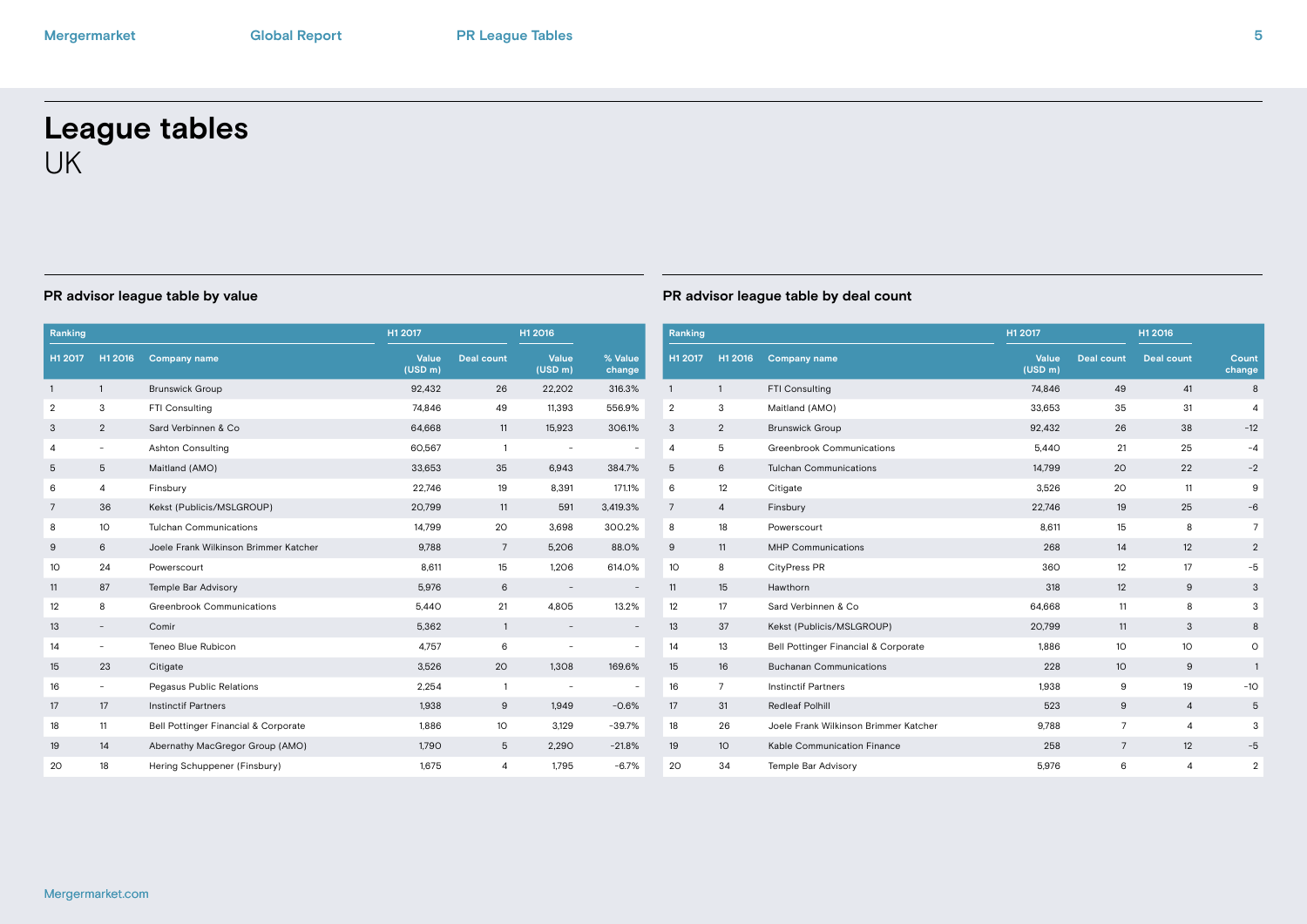# League tables

UK

## PR advisor league table by value

| Ranking | | | H1 2017 | | H1 2016 | |
|---|---|---|---|---|---|---|
| H1 2017 | H1 2016 | Company name | Value (USD m) | Deal count | Value (USD m) | % Value change |
| 1 | 1 | Brunswick Group | 92,432 | 26 | 22,202 | 316.3% |
| 2 | 3 | FTI Consulting | 74,846 | 49 | 11,393 | 556.9% |
| 3 | 2 | Sard Verbinnen & Co | 64,668 | 11 | 15,923 | 306.1% |
| 4 | - | Ashton Consulting | 60,567 | 1 | - | - |
| 5 | 5 | Maitland (AMO) | 33,653 | 35 | 6,943 | 384.7% |
| 6 | 4 | Finsbury | 22,746 | 19 | 8,391 | 171.1% |
| 7 | 36 | Kekst (Publicis/MSLGROUP) | 20,799 | 11 | 591 | 3,419.3% |
| 8 | 10 | Tulchan Communications | 14,799 | 20 | 3,698 | 300.2% |
| 9 | 6 | Joele Frank Wilkinson Brimmer Katcher | 9,788 | 7 | 5,206 | 88.0% |
| 10 | 24 | Powerscourt | 8,611 | 15 | 1,206 | 614.0% |
| 11 | 87 | Temple Bar Advisory | 5,976 | 6 | - | - |
| 12 | 8 | Greenbrook Communications | 5,440 | 21 | 4,805 | 13.2% |
| 13 | - | Comir | 5,362 | 1 | - | - |
| 14 | - | Teneo Blue Rubicon | 4,757 | 6 | - | - |
| 15 | 23 | Citigate | 3,526 | 20 | 1,308 | 169.6% |
| 16 | - | Pegasus Public Relations | 2,254 | 1 | - | - |
| 17 | 17 | Instinctif Partners | 1,938 | 9 | 1,949 | -0.6% |
| 18 | 11 | Bell Pottinger Financial & Corporate | 1,886 | 10 | 3,129 | -39.7% |
| 19 | 14 | Abernathy MacGregor Group (AMO) | 1,790 | 5 | 2,290 | -21.8% |
| 20 | 18 | Hering Schuppener (Finsbury) | 1,675 | 4 | 1,795 | -6.7% |

## PR advisor league table by deal count

| Ranking | | | H1 2017 | | H1 2016 | |
|---|---|---|---|---|---|---|
| H1 2017 | H1 2016 | Company name | Value (USD m) | Deal count | Deal count | Count change |
| 1 | 1 | FTI Consulting | 74,846 | 49 | 41 | 8 |
| 2 | 3 | Maitland (AMO) | 33,653 | 35 | 31 | 4 |
| 3 | 2 | Brunswick Group | 92,432 | 26 | 38 | -12 |
| 4 | 5 | Greenbrook Communications | 5,440 | 21 | 25 | -4 |
| 5 | 6 | Tulchan Communications | 14,799 | 20 | 22 | -2 |
| 6 | 12 | Citigate | 3,526 | 20 | 11 | 9 |
| 7 | 4 | Finsbury | 22,746 | 19 | 25 | -6 |
| 8 | 18 | Powerscourt | 8,611 | 15 | 8 | 7 |
| 9 | 11 | MHP Communications | 268 | 14 | 12 | 2 |
| 10 | 8 | CityPress PR | 360 | 12 | 17 | -5 |
| 11 | 15 | Hawthorn | 318 | 12 | 9 | 3 |
| 12 | 17 | Sard Verbinnen & Co | 64,668 | 11 | 8 | 3 |
| 13 | 37 | Kekst (Publicis/MSLGROUP) | 20,799 | 11 | 3 | 8 |
| 14 | 13 | Bell Pottinger Financial & Corporate | 1,886 | 10 | 10 | 0 |
| 15 | 16 | Buchanan Communications | 228 | 10 | 9 | 1 |
| 16 | 7 | Instinctif Partners | 1,938 | 9 | 19 | -10 |
| 17 | 31 | Redleaf Polhill | 523 | 9 | 4 | 5 |
| 18 | 26 | Joele Frank Wilkinson Brimmer Katcher | 9,788 | 7 | 4 | 3 |
| 19 | 10 | Kable Communication Finance | 258 | 7 | 12 | -5 |
| 20 | 34 | Temple Bar Advisory | 5,976 | 6 | 4 | 2 |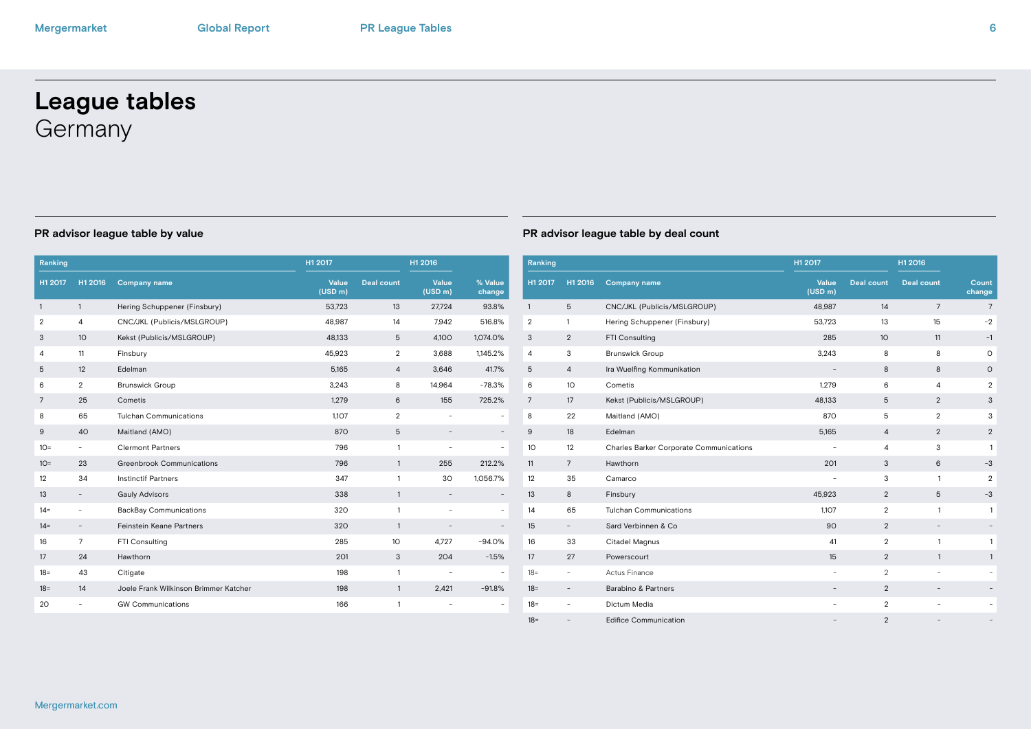# League tables

## Germany

### PR advisor league table by value

| Ranking | | | H1 2017 | | H1 2016 | |
|---|---|---|---|---|---|---|
| H1 2017 | H1 2016 | Company name | Value (USD m) | Deal count | Value (USD m) | % Value change |
| 1 | 1 | Hering Schuppener (Finsbury) | 53,723 | 13 | 27,724 | 93.8% |
| 2 | 4 | CNC/JKL (Publicis/MSLGROUP) | 48,987 | 14 | 7,942 | 516.8% |
| 3 | 10 | Kekst (Publicis/MSLGROUP) | 48,133 | 5 | 4,100 | 1,074.0% |
| 4 | 11 | Finsbury | 45,923 | 2 | 3,688 | 1,145.2% |
| 5 | 12 | Edelman | 5,165 | 4 | 3,646 | 41.7% |
| 6 | 2 | Brunswick Group | 3,243 | 8 | 14,964 | -78.3% |
| 7 | 25 | Cometis | 1,279 | 6 | 155 | 725.2% |
| 8 | 65 | Tulchan Communications | 1,107 | 2 | - | - |
| 9 | 40 | Maitland (AMO) | 870 | 5 | - | - |
| 10= | - | Clermont Partners | 796 | 1 | - | - |
| 10= | 23 | Greenbrook Communications | 796 | 1 | 255 | 212.2% |
| 12 | 34 | Instinctif Partners | 347 | 1 | 30 | 1,056.7% |
| 13 | - | Gauly Advisors | 338 | 1 | - | - |
| 14= | - | BackBay Communications | 320 | 1 | - | - |
| 14= | - | Feinstein Keane Partners | 320 | 1 | - | - |
| 16 | 7 | FTI Consulting | 285 | 10 | 4,727 | -94.0% |
| 17 | 24 | Hawthorn | 201 | 3 | 204 | -1.5% |
| 18= | 43 | Citigate | 198 | 1 | - | - |
| 18= | 14 | Joele Frank Wilkinson Brimmer Katcher | 198 | 1 | 2,421 | -91.8% |
| 20 | - | GW Communications | 166 | 1 | - | - |

### PR advisor league table by deal count

| Ranking | | | H1 2017 | | H1 2016 | |
|---|---|---|---|---|---|---|
| H1 2017 | H1 2016 | Company name | Value (USD m) | Deal count | Deal count | Count change |
| 1 | 5 | CNC/JKL (Publicis/MSLGROUP) | 48,987 | 14 | 7 | 7 |
| 2 | 1 | Hering Schuppener (Finsbury) | 53,723 | 13 | 15 | -2 |
| 3 | 2 | FTI Consulting | 285 | 10 | 11 | -1 |
| 4 | 3 | Brunswick Group | 3,243 | 8 | 8 | 0 |
| 5 | 4 | Ira Wuelfing Kommunikation | - | 8 | 8 | 0 |
| 6 | 10 | Cometis | 1,279 | 6 | 4 | 2 |
| 7 | 17 | Kekst (Publicis/MSLGROUP) | 48,133 | 5 | 2 | 3 |
| 8 | 22 | Maitland (AMO) | 870 | 5 | 2 | 3 |
| 9 | 18 | Edelman | 5,165 | 4 | 2 | 2 |
| 10 | 12 | Charles Barker Corporate Communications | - | 4 | 3 | 1 |
| 11 | 7 | Hawthorn | 201 | 3 | 6 | -3 |
| 12 | 35 | Camarco | - | 3 | 1 | 2 |
| 13 | 8 | Finsbury | 45,923 | 2 | 5 | -3 |
| 14 | 65 | Tulchan Communications | 1,107 | 2 | 1 | 1 |
| 15 | - | Sard Verbinnen & Co | 90 | 2 | - | - |
| 16 | 33 | Citadel Magnus | 41 | 2 | 1 | 1 |
| 17 | 27 | Powerscourt | 15 | 2 | 1 | 1 |
| 18= | - | Actus Finance | - | 2 | - | - |
| 18= | - | Barabino & Partners | - | 2 | - | - |
| 18= | - | Dictum Media | - | 2 | - | - |
| 18= | - | Edifice Communication | - | 2 | - | - |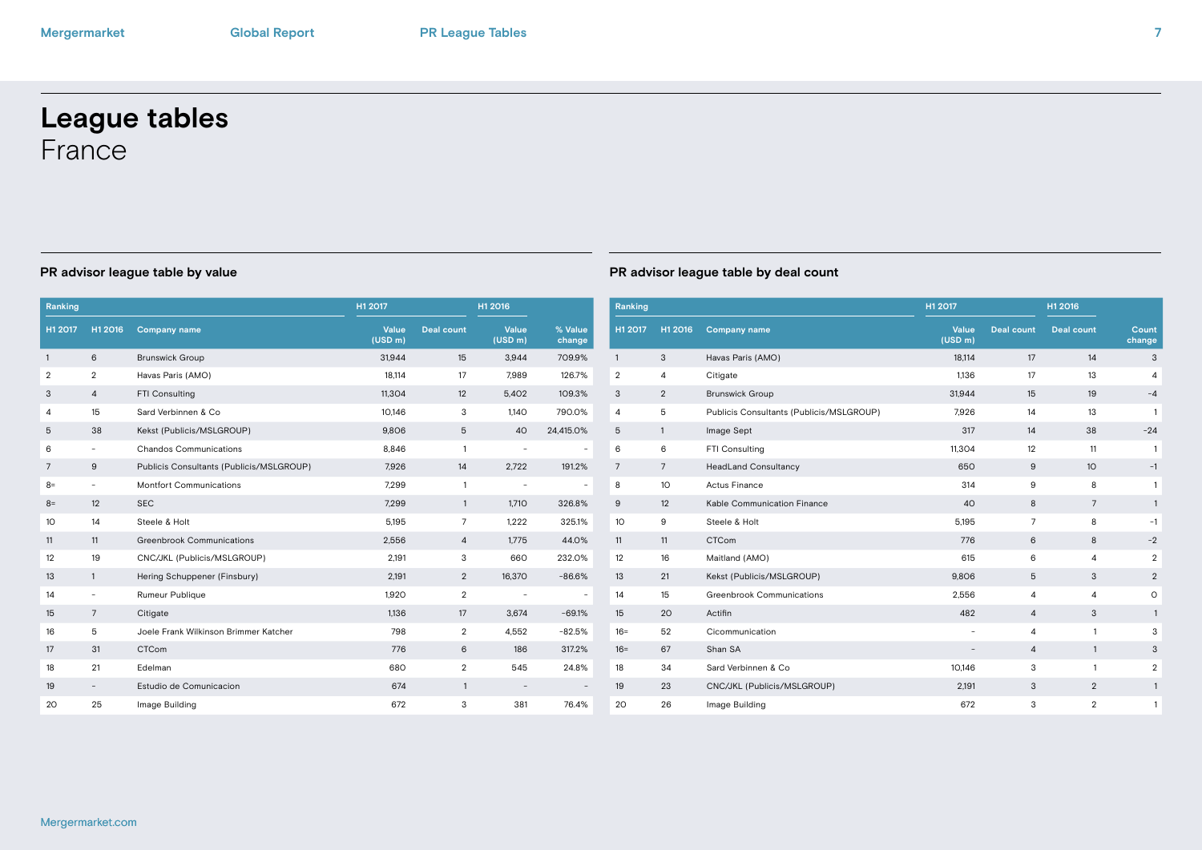# League tables
## France

### PR advisor league table by value

| Ranking | | | H1 2017 | | H1 2016 | |
|---|---|---|---|---|---|---|
| H1 2017 | H1 2016 | Company name | Value (USD m) | Deal count | Value (USD m) | % Value change |
| 1 | 6 | Brunswick Group | 31,944 | 15 | 3,944 | 709.9% |
| 2 | 2 | Havas Paris (AMO) | 18,114 | 17 | 7,989 | 126.7% |
| 3 | 4 | FTI Consulting | 11,304 | 12 | 5,402 | 109.3% |
| 4 | 15 | Sard Verbinnen & Co | 10,146 | 3 | 1,140 | 790.0% |
| 5 | 38 | Kekst (Publicis/MSLGROUP) | 9,806 | 5 | 40 | 24,415.0% |
| 6 | - | Chandos Communications | 8,846 | 1 | - | - |
| 7 | 9 | Publicis Consultants (Publicis/MSLGROUP) | 7,926 | 14 | 2,722 | 191.2% |
| 8= | - | Montfort Communications | 7,299 | 1 | - | - |
| 8= | 12 | SEC | 7,299 | 1 | 1,710 | 326.8% |
| 10 | 14 | Steele & Holt | 5,195 | 7 | 1,222 | 325.1% |
| 11 | 11 | Greenbrook Communications | 2,556 | 4 | 1,775 | 44.0% |
| 12 | 19 | CNC/JKL (Publicis/MSLGROUP) | 2,191 | 3 | 660 | 232.0% |
| 13 | 1 | Hering Schuppener (Finsbury) | 2,191 | 2 | 16,370 | -86.6% |
| 14 | - | Rumeur Publique | 1,920 | 2 | - | - |
| 15 | 7 | Citigate | 1,136 | 17 | 3,674 | -69.1% |
| 16 | 5 | Joele Frank Wilkinson Brimmer Katcher | 798 | 2 | 4,552 | -82.5% |
| 17 | 31 | CTCom | 776 | 6 | 186 | 317.2% |
| 18 | 21 | Edelman | 680 | 2 | 545 | 24.8% |
| 19 | - | Estudio de Comunicacion | 674 | 1 | - | - |
| 20 | 25 | Image Building | 672 | 3 | 381 | 76.4% |

### PR advisor league table by deal count

| Ranking | | | H1 2017 | | H1 2016 | |
|---|---|---|---|---|---|---|
| H1 2017 | H1 2016 | Company name | Value (USD m) | Deal count | Deal count | Count change |
| 1 | 3 | Havas Paris (AMO) | 18,114 | 17 | 14 | 3 |
| 2 | 4 | Citigate | 1,136 | 17 | 13 | 4 |
| 3 | 2 | Brunswick Group | 31,944 | 15 | 19 | -4 |
| 4 | 5 | Publicis Consultants (Publicis/MSLGROUP) | 7,926 | 14 | 13 | 1 |
| 5 | 1 | Image Sept | 317 | 14 | 38 | -24 |
| 6 | 6 | FTI Consulting | 11,304 | 12 | 11 | 1 |
| 7 | 7 | HeadLand Consultancy | 650 | 9 | 10 | -1 |
| 8 | 10 | Actus Finance | 314 | 9 | 8 | 1 |
| 9 | 12 | Kable Communication Finance | 40 | 8 | 7 | 1 |
| 10 | 9 | Steele & Holt | 5,195 | 7 | 8 | -1 |
| 11 | 11 | CTCom | 776 | 6 | 8 | -2 |
| 12 | 16 | Maitland (AMO) | 615 | 6 | 4 | 2 |
| 13 | 21 | Kekst (Publicis/MSLGROUP) | 9,806 | 5 | 3 | 2 |
| 14 | 15 | Greenbrook Communications | 2,556 | 4 | 4 | 0 |
| 15 | 20 | Actifin | 482 | 4 | 3 | 1 |
| 16= | 52 | Cicommunication | - | 4 | 1 | 3 |
| 16= | 67 | Shan SA | - | 4 | 1 | 3 |
| 18 | 34 | Sard Verbinnen & Co | 10,146 | 3 | 1 | 2 |
| 19 | 23 | CNC/JKL (Publicis/MSLGROUP) | 2,191 | 3 | 2 | 1 |
| 20 | 26 | Image Building | 672 | 3 | 2 | 1 |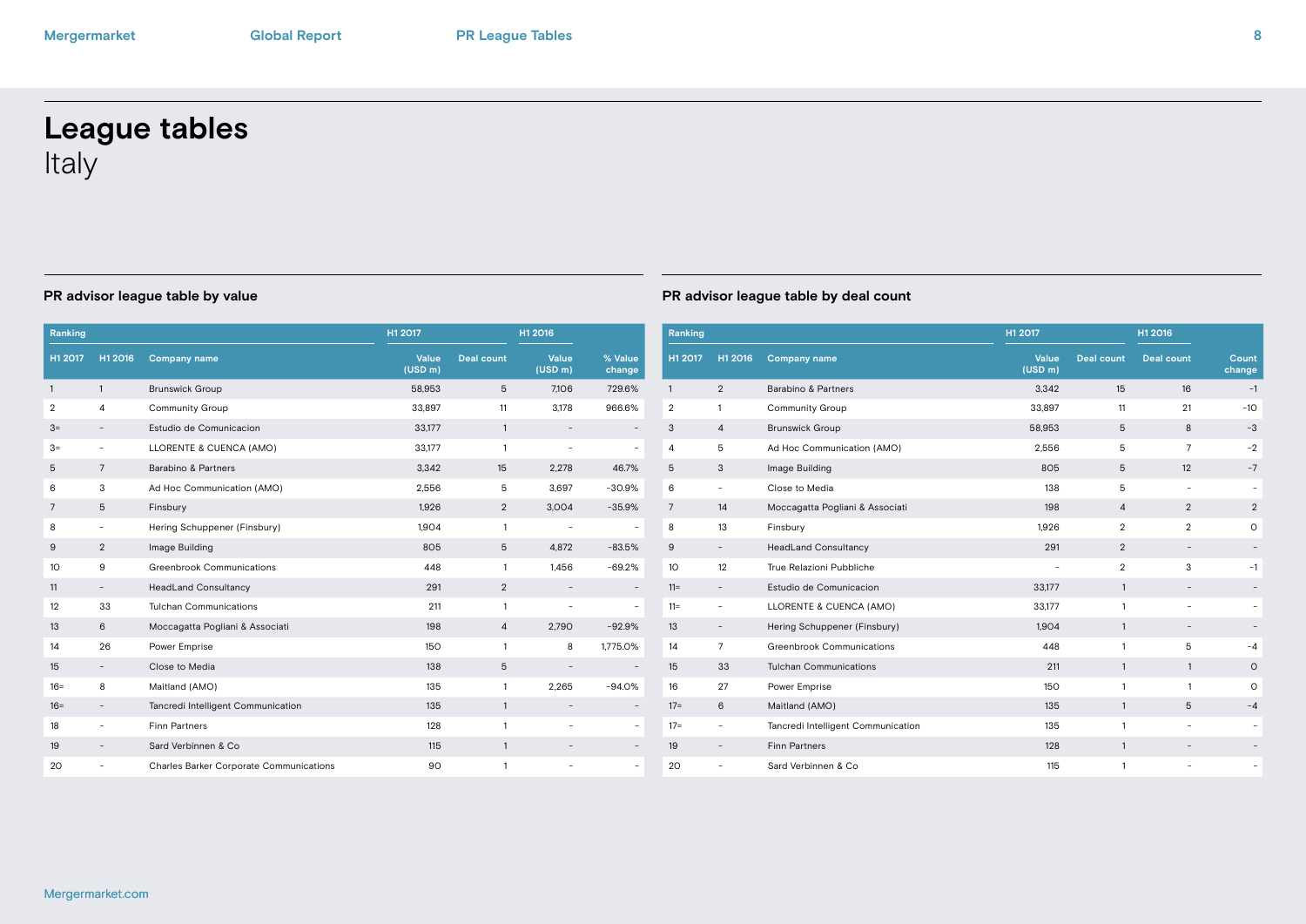# League tables

Italy

## PR advisor league table by value

| Ranking | | | H1 2017 | | H1 2016 | |
|---|---|---|---|---|---|---|
| H1 2017 | H1 2016 | Company name | Value (USD m) | Deal count | Value (USD m) | % Value change |
| 1 | 1 | Brunswick Group | 58,953 | 5 | 7,106 | 729.6% |
| 2 | 4 | Community Group | 33,897 | 11 | 3,178 | 966.6% |
| 3= | - | Estudio de Comunicacion | 33,177 | 1 | - | - |
| 3= | - | LLORENTE & CUENCA (AMO) | 33,177 | 1 | - | - |
| 5 | 7 | Barabino & Partners | 3,342 | 15 | 2,278 | 46.7% |
| 6 | 3 | Ad Hoc Communication (AMO) | 2,556 | 5 | 3,697 | -30.9% |
| 7 | 5 | Finsbury | 1,926 | 2 | 3,004 | -35.9% |
| 8 | - | Hering Schuppener (Finsbury) | 1,904 | 1 | - | - |
| 9 | 2 | Image Building | 805 | 5 | 4,872 | -83.5% |
| 10 | 9 | Greenbrook Communications | 448 | 1 | 1,456 | -69.2% |
| 11 | - | HeadLand Consultancy | 291 | 2 | - | - |
| 12 | 33 | Tulchan Communications | 211 | 1 | - | - |
| 13 | 6 | Moccagatta Pogliani & Associati | 198 | 4 | 2,790 | -92.9% |
| 14 | 26 | Power Emprise | 150 | 1 | 8 | 1,775.0% |
| 15 | - | Close to Media | 138 | 5 | - | - |
| 16= | 8 | Maitland (AMO) | 135 | 1 | 2,265 | -94.0% |
| 16= | - | Tancredi Intelligent Communication | 135 | 1 | - | - |
| 18 | - | Finn Partners | 128 | 1 | - | - |
| 19 | - | Sard Verbinnen & Co | 115 | 1 | - | - |
| 20 | - | Charles Barker Corporate Communications | 90 | 1 | - | - |

## PR advisor league table by deal count

| Ranking | | | H1 2017 | | H1 2016 | |
|---|---|---|---|---|---|---|
| H1 2017 | H1 2016 | Company name | Value (USD m) | Deal count | Deal count | Count change |
| 1 | 2 | Barabino & Partners | 3,342 | 15 | 16 | -1 |
| 2 | 1 | Community Group | 33,897 | 11 | 21 | -10 |
| 3 | 4 | Brunswick Group | 58,953 | 5 | 8 | -3 |
| 4 | 5 | Ad Hoc Communication (AMO) | 2,556 | 5 | 7 | -2 |
| 5 | 3 | Image Building | 805 | 5 | 12 | -7 |
| 6 | - | Close to Media | 138 | 5 | - | - |
| 7 | 14 | Moccagatta Pogliani & Associati | 198 | 4 | 2 | 2 |
| 8 | 13 | Finsbury | 1,926 | 2 | 2 | 0 |
| 9 | - | HeadLand Consultancy | 291 | 2 | - | - |
| 10 | 12 | True Relazioni Pubbliche | - | 2 | 3 | -1 |
| 11= | - | Estudio de Comunicacion | 33,177 | 1 | - | - |
| 11= | - | LLORENTE & CUENCA (AMO) | 33,177 | 1 | - | - |
| 13 | - | Hering Schuppener (Finsbury) | 1,904 | 1 | - | - |
| 14 | 7 | Greenbrook Communications | 448 | 1 | 5 | -4 |
| 15 | 33 | Tulchan Communications | 211 | 1 | 1 | 0 |
| 16 | 27 | Power Emprise | 150 | 1 | 1 | 0 |
| 17= | 6 | Maitland (AMO) | 135 | 1 | 5 | -4 |
| 17= | - | Tancredi Intelligent Communication | 135 | 1 | - | - |
| 19 | - | Finn Partners | 128 | 1 | - | - |
| 20 | - | Sard Verbinnen & Co | 115 | 1 | - | - |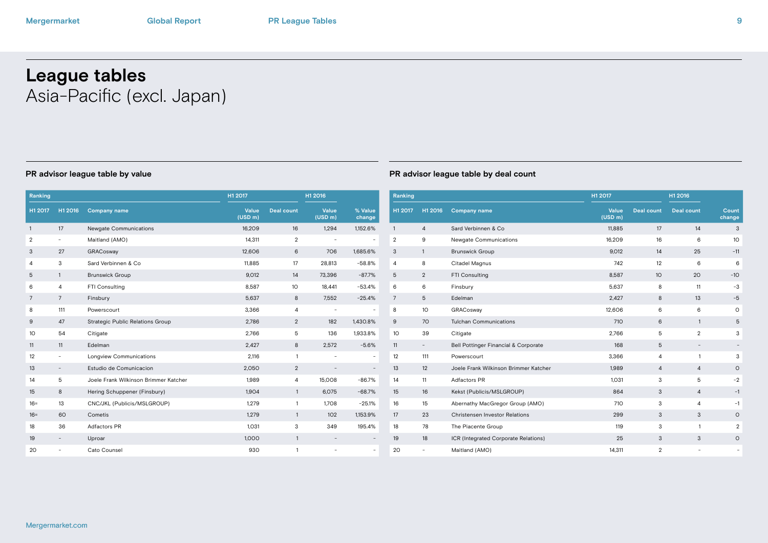# League tables

Asia-Pacific (excl. Japan)

## PR advisor league table by value

| Ranking | | | H1 2017 | | H1 2016 | |
|---|---|---|---|---|---|---|
| H1 2017 | H1 2016 | Company name | Value (USD m) | Deal count | Value (USD m) | % Value change |
| 1 | 17 | Newgate Communications | 16,209 | 16 | 1,294 | 1,152.6% |
| 2 | - | Maitland (AMO) | 14,311 | 2 | - | - |
| 3 | 27 | GRACosway | 12,606 | 6 | 706 | 1,685.6% |
| 4 | 3 | Sard Verbinnen & Co | 11,885 | 17 | 28,813 | -58.8% |
| 5 | 1 | Brunswick Group | 9,012 | 14 | 73,396 | -87.7% |
| 6 | 4 | FTI Consulting | 8,587 | 10 | 18,441 | -53.4% |
| 7 | 7 | Finsbury | 5,637 | 8 | 7,552 | -25.4% |
| 8 | 111 | Powerscourt | 3,366 | 4 | - | - |
| 9 | 47 | Strategic Public Relations Group | 2,786 | 2 | 182 | 1,430.8% |
| 10 | 54 | Citigate | 2,766 | 5 | 136 | 1,933.8% |
| 11 | 11 | Edelman | 2,427 | 8 | 2,572 | -5.6% |
| 12 | - | Longview Communications | 2,116 | 1 | - | - |
| 13 | - | Estudio de Comunicacion | 2,050 | 2 | - | - |
| 14 | 5 | Joele Frank Wilkinson Brimmer Katcher | 1,989 | 4 | 15,008 | -86.7% |
| 15 | 8 | Hering Schuppener (Finsbury) | 1,904 | 1 | 6,075 | -68.7% |
| 16= | 13 | CNC/JKL (Publicis/MSLGROUP) | 1,279 | 1 | 1,708 | -25.1% |
| 16= | 60 | Cometis | 1,279 | 1 | 102 | 1,153.9% |
| 18 | 36 | Adfactors PR | 1,031 | 3 | 349 | 195.4% |
| 19 | - | Uproar | 1,000 | 1 | - | - |
| 20 | - | Cato Counsel | 930 | 1 | - | - |

## PR advisor league table by deal count

| Ranking | | | H1 2017 | | H1 2016 | |
|---|---|---|---|---|---|---|
| H1 2017 | H1 2016 | Company name | Value (USD m) | Deal count | Deal count | Count change |
| 1 | 4 | Sard Verbinnen & Co | 11,885 | 17 | 14 | 3 |
| 2 | 9 | Newgate Communications | 16,209 | 16 | 6 | 10 |
| 3 | 1 | Brunswick Group | 9,012 | 14 | 25 | -11 |
| 4 | 8 | Citadel Magnus | 742 | 12 | 6 | 6 |
| 5 | 2 | FTI Consulting | 8,587 | 10 | 20 | -10 |
| 6 | 6 | Finsbury | 5,637 | 8 | 11 | -3 |
| 7 | 5 | Edelman | 2,427 | 8 | 13 | -5 |
| 8 | 10 | GRACosway | 12,606 | 6 | 6 | 0 |
| 9 | 70 | Tulchan Communications | 710 | 6 | 1 | 5 |
| 10 | 39 | Citigate | 2,766 | 5 | 2 | 3 |
| 11 | - | Bell Pottinger Financial & Corporate | 168 | 5 | - | - |
| 12 | 111 | Powerscourt | 3,366 | 4 | 1 | 3 |
| 13 | 12 | Joele Frank Wilkinson Brimmer Katcher | 1,989 | 4 | 4 | 0 |
| 14 | 11 | Adfactors PR | 1,031 | 3 | 5 | -2 |
| 15 | 16 | Kekst (Publicis/MSLGROUP) | 864 | 3 | 4 | -1 |
| 16 | 15 | Abernathy MacGregor Group (AMO) | 710 | 3 | 4 | -1 |
| 17 | 23 | Christensen Investor Relations | 299 | 3 | 3 | 0 |
| 18 | 78 | The Piacente Group | 119 | 3 | 1 | 2 |
| 19 | 18 | ICR (Integrated Corporate Relations) | 25 | 3 | 3 | 0 |
| 20 | - | Maitland (AMO) | 14,311 | 2 | - | - |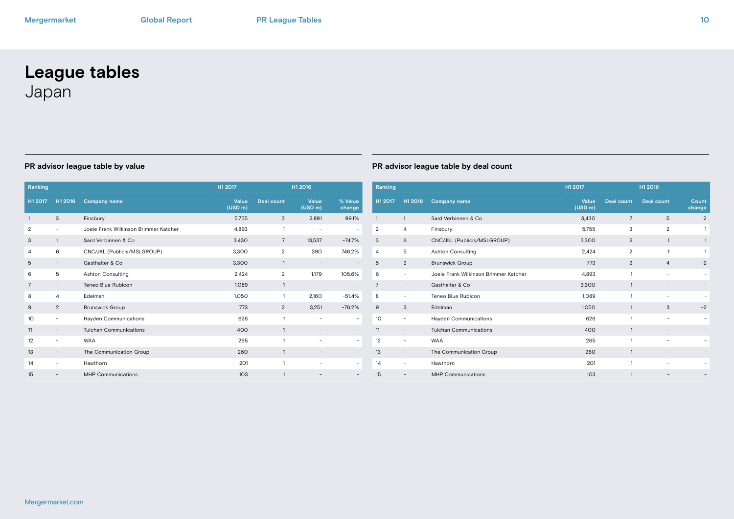# League tables
Japan

## PR advisor league table by value

| Ranking | | | H1 2017 | | H1 2016 | |
|---|---|---|---|---|---|---|
| H1 2017 | H1 2016 | Company name | Value (USD m) | Deal count | Value (USD m) | % Value change |
| 1 | 3 | Finsbury | 5,755 | 3 | 2,891 | 99.1% |
| 2 | - | Joele Frank Wilkinson Brimmer Katcher | 4,893 | 1 | - | - |
| 3 | 1 | Sard Verbinnen & Co | 3,430 | 7 | 13,537 | -74.7% |
| 4 | 6 | CNC/JKL (Publicis/MSLGROUP) | 3,300 | 2 | 390 | 746.2% |
| 5 | - | Gasthalter & Co | 3,300 | 1 | - | - |
| 6 | 5 | Ashton Consulting | 2,424 | 2 | 1,179 | 105.6% |
| 7 | - | Teneo Blue Rubicon | 1,089 | 1 | - | - |
| 8 | 4 | Edelman | 1,050 | 1 | 2,160 | -51.4% |
| 9 | 2 | Brunswick Group | 773 | 2 | 3,251 | -76.2% |
| 10 | - | Hayden Communications | 626 | 1 | - | - |
| 11 | - | Tulchan Communications | 400 | 1 | - | - |
| 12 | - | WAA | 265 | 1 | - | - |
| 13 | - | The Communication Group | 260 | 1 | - | - |
| 14 | - | Hawthorn | 201 | 1 | - | - |
| 15 | - | MHP Communications | 103 | 1 | - | - |

## PR advisor league table by deal count

| Ranking | | | H1 2017 | | H1 2016 | |
|---|---|---|---|---|---|---|
| H1 2017 | H1 2016 | Company name | Value (USD m) | Deal count | Deal count | Count change |
| 1 | 1 | Sard Verbinnen & Co | 3,430 | 7 | 5 | 2 |
| 2 | 4 | Finsbury | 5,755 | 3 | 2 | 1 |
| 3 | 6 | CNC/JKL (Publicis/MSLGROUP) | 3,300 | 2 | 1 | 1 |
| 4 | 5 | Ashton Consulting | 2,424 | 2 | 1 | 1 |
| 5 | 2 | Brunswick Group | 773 | 2 | 4 | -2 |
| 6 | - | Joele Frank Wilkinson Brimmer Katcher | 4,893 | 1 | - | - |
| 7 | - | Gasthalter & Co | 3,300 | 1 | - | - |
| 8 | - | Teneo Blue Rubicon | 1,089 | 1 | - | - |
| 9 | 3 | Edelman | 1,050 | 1 | 3 | -2 |
| 10 | - | Hayden Communications | 626 | 1 | - | - |
| 11 | - | Tulchan Communications | 400 | 1 | - | - |
| 12 | - | WAA | 265 | 1 | - | - |
| 13 | - | The Communication Group | 260 | 1 | - | - |
| 14 | - | Hawthorn | 201 | 1 | - | - |
| 15 | - | MHP Communications | 103 | 1 | - | - |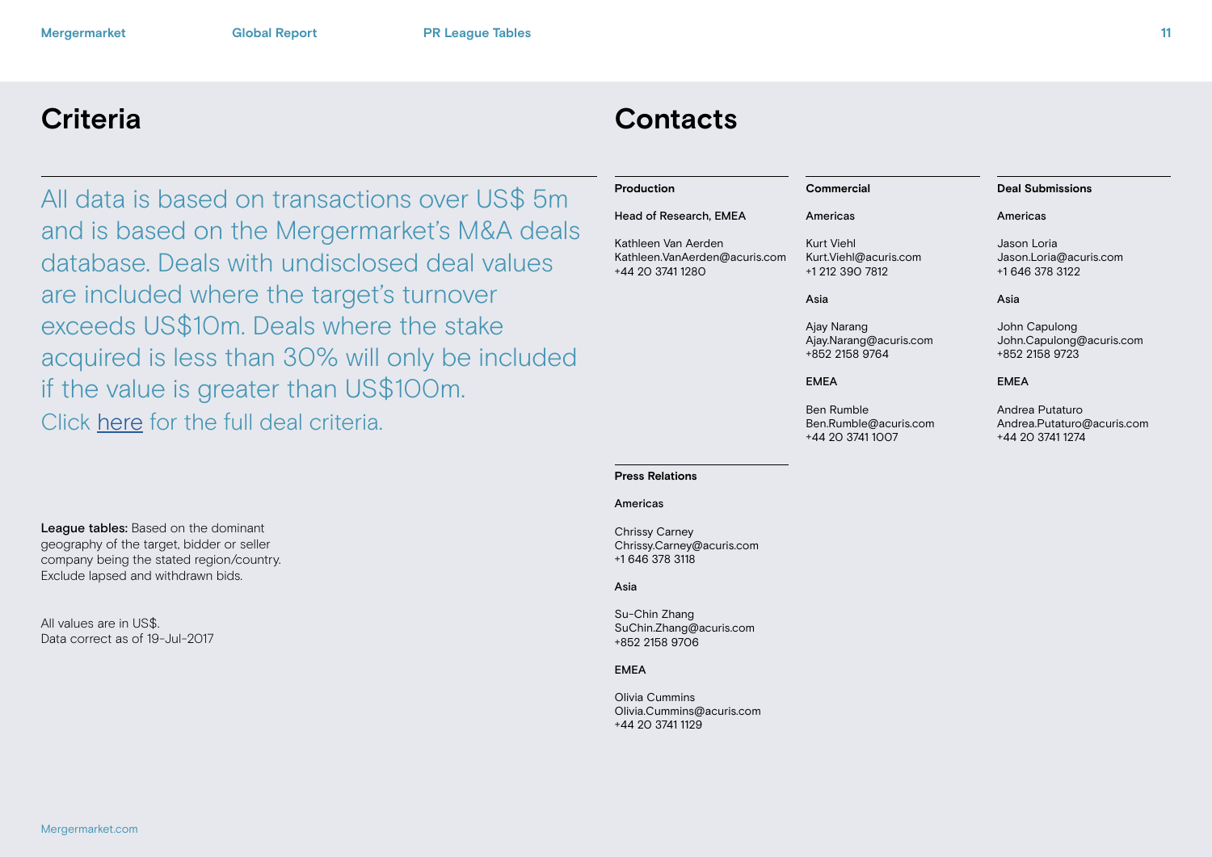# Criteria

All data is based on transactions over US$ 5m and is based on the Mergermarket's M&A deals database. Deals with undisclosed deal values are included where the target's turnover exceeds US$10m. Deals where the stake acquired is less than 30% will only be included if the value is greater than US$100m.
Click here for the full deal criteria.

**League tables:** Based on the dominant geography of the target, bidder or seller company being the stated region/country. Exclude lapsed and withdrawn bids.

All values are in US$.
Data correct as of 19-Jul-2017

# Contacts

## Production

**Head of Research, EMEA**

Kathleen Van Aerden
Kathleen.VanAerden@acuris.com
+44 20 3741 1280

## Commercial

**Americas**

Kurt Viehl
Kurt.Viehl@acuris.com
+1 212 390 7812

**Asia**

Ajay Narang
Ajay.Narang@acuris.com
+852 2158 9764

**EMEA**

Ben Rumble
Ben.Rumble@acuris.com
+44 20 3741 1007

## Deal Submissions

**Americas**

Jason Loria
Jason.Loria@acuris.com
+1 646 378 3122

**Asia**

John Capulong
John.Capulong@acuris.com
+852 2158 9723

**EMEA**

Andrea Putaturo
Andrea.Putaturo@acuris.com
+44 20 3741 1274

## Press Relations

**Americas**

Chrissy Carney
Chrissy.Carney@acuris.com
+1 646 378 3118

**Asia**

Su-Chin Zhang
SuChin.Zhang@acuris.com
+852 2158 9706

**EMEA**

Olivia Cummins
Olivia.Cummins@acuris.com
+44 20 3741 1129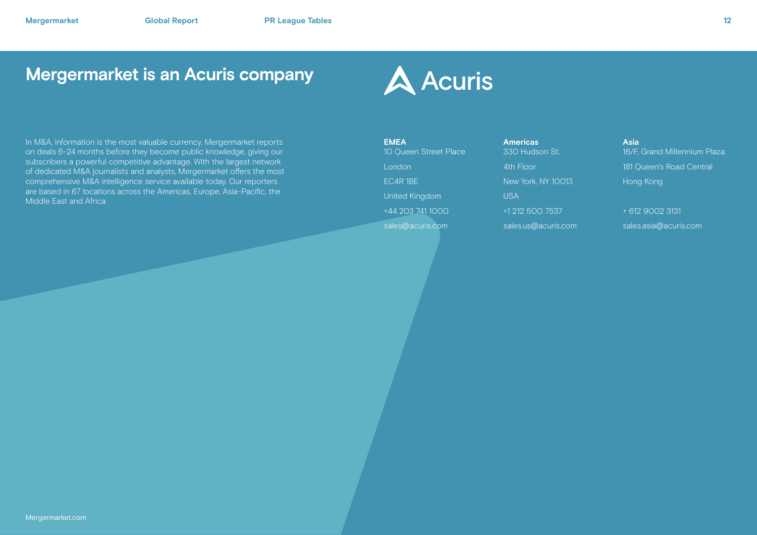# Mergermarket is an Acuris company

Acuris

In M&A, information is the most valuable currency. Mergermarket reports on deals 6-24 months before they become public knowledge, giving our subscribers a powerful competitive advantage. With the largest network of dedicated M&A journalists and analysts, Mergermarket offers the most comprehensive M&A intelligence service available today. Our reporters are based in 67 locations across the Americas, Europe, Asia-Pacific, the Middle East and Africa.

**EMEA**
10 Queen Street Place
London
EC4R 1BE
United Kingdom
+44 203 741 1000
sales@acuris.com

**Americas**
330 Hudson St.
4th Floor
New York, NY 10013
USA
+1 212 500 7537
sales.us@acuris.com

**Asia**
16/F, Grand Millennium Plaza
181 Queen's Road Central
Hong Kong
+ 612 9002 3131
sales.asia@acuris.com

Mergermarket.com